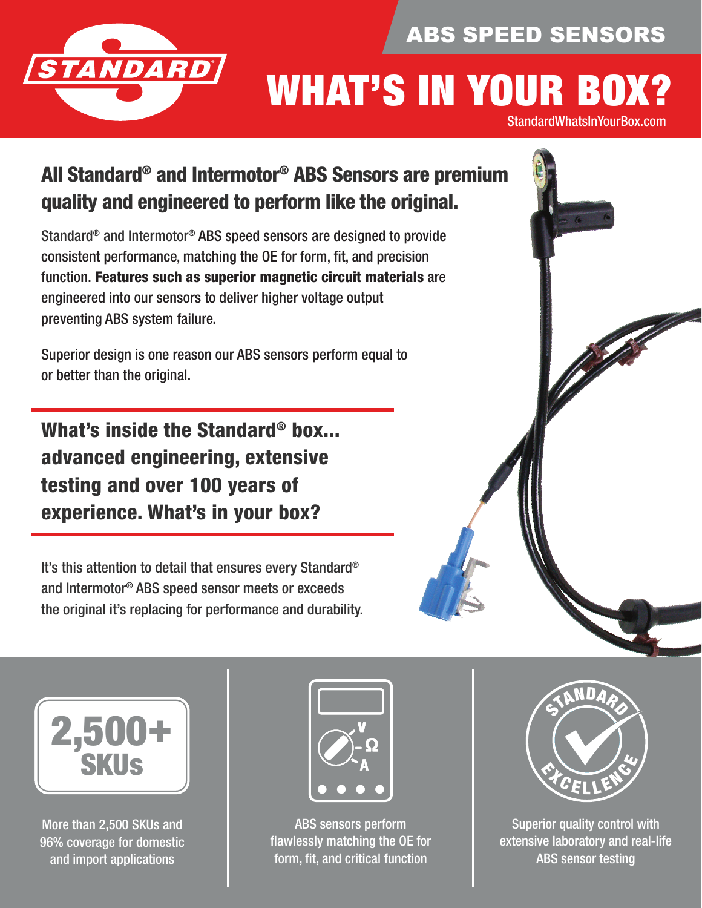ABS SPEED SENSORS

# WHAT'S IN YOUR BOX?

StandardWhatsInYourBox.com

## All Standard® and Intermotor® ABS Sensors are premium quality and engineered to perform like the original.

Standard® and Intermotor® ABS speed sensors are designed to provide consistent performance, matching the OE for form, fit, and precision function. **Features such as superior magnetic circuit materials** are engineered into our sensors to deliver higher voltage output preventing ABS system failure.

Superior design is one reason our ABS sensors perform equal to or better than the original.

## What's inside the Standard® box... advanced engineering, extensive testing and over 100 years of experience. What's in your box?

It's this attention to detail that ensures every Standard® and Intermotor® ABS speed sensor meets or exceeds the original it's replacing for performance and durability.

**2,500+ SKUs**

More than 2,500 SKUs and 96% coverage for domestic and import applications

ABS sensors perform flawlessly matching the OE for form, fit, and critical function

Superior quality control with extensive laboratory and real-life ABS sensor testing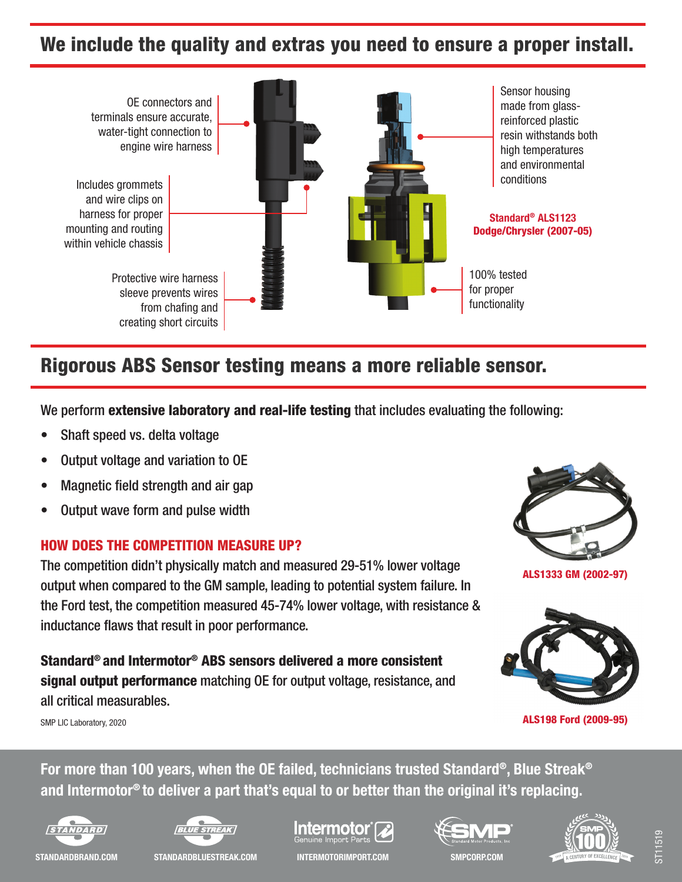## We include the quality and extras you need to ensure a proper install.

OE connectors and terminals ensure accurate, water-tight connection to engine wire harness

Includes grommets and wire clips on harness for proper mounting and routing within vehicle chassis

Protective wire harness sleeve prevents wires from chafing and creating short circuits

Sensor housing made from glass-reinforced plastic resin withstands both high temperatures and environmental conditions

**Standard® ALS1123 Dodge/Chrysler (2007-05)**

100% tested for proper functionality

## Rigorous ABS Sensor testing means a more reliable sensor.

We perform **extensive laboratory and real-life testing** that includes evaluating the following:

- Shaft speed vs. delta voltage
- Output voltage and variation to OE
- Magnetic field strength and air gap
- Output wave form and pulse width

### HOW DOES THE COMPETITION MEASURE UP?

The competition didn't physically match and measured 29-51% lower voltage output when compared to the GM sample, leading to potential system failure. In the Ford test, the competition measured 45-74% lower voltage, with resistance & inductance flaws that result in poor performance.

**Standard® and Intermotor® ABS sensors delivered a more consistent signal output performance** matching OE for output voltage, resistance, and all critical measurables.

SMP LIC Laboratory, 2020

**ALS1333 GM (2002-97)**

**ALS198 Ford (2009-95)**

**For more than 100 years, when the OE failed, technicians trusted Standard®, Blue Streak® and Intermotor® to deliver a part that's equal to or better than the original it's replacing.**

STANDARDBRAND.COM | STANDARDBLUESTREAK.COM | INTERMOTORIMPORT.COM | SMPCORP.COM

ST11519